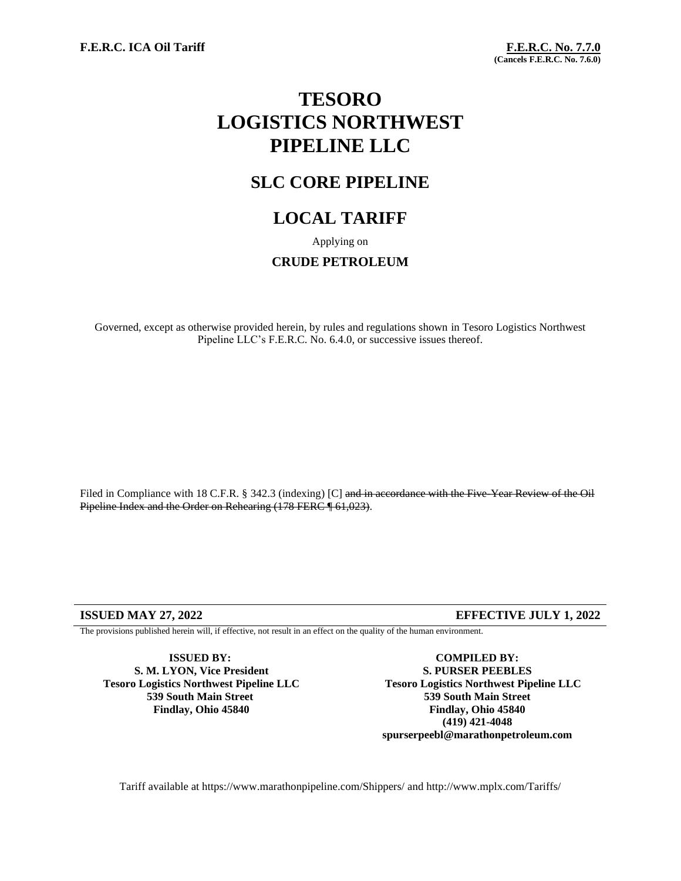**F.E.R.C. ICA Oil Tariff**

**F.E.R.C. No. 7.7.0**
**(Cancels F.E.R.C. No. 7.6.0)**

# TESORO LOGISTICS NORTHWEST PIPELINE LLC

## SLC CORE PIPELINE

## LOCAL TARIFF

Applying on

**CRUDE PETROLEUM**

Governed, except as otherwise provided herein, by rules and regulations shown in Tesoro Logistics Northwest Pipeline LLC's F.E.R.C. No. 6.4.0, or successive issues thereof.

Filed in Compliance with 18 C.F.R. § 342.3 (indexing) [C] ~~and in accordance with the Five-Year Review of the Oil Pipeline Index and the Order on Rehearing (178 FERC ¶ 61,023)~~.

**ISSUED MAY 27, 2022** **EFFECTIVE JULY 1, 2022**

The provisions published herein will, if effective, not result in an effect on the quality of the human environment.

**ISSUED BY:**
**S. M. LYON, Vice President**
**Tesoro Logistics Northwest Pipeline LLC**
**539 South Main Street**
**Findlay, Ohio 45840**

**COMPILED BY:**
**S. PURSER PEEBLES**
**Tesoro Logistics Northwest Pipeline LLC**
**539 South Main Street**
**Findlay, Ohio 45840**
**(419) 421-4048**
**spurserpeebl@marathonpetroleum.com**

Tariff available at https://www.marathonpipeline.com/Shippers/ and http://www.mplx.com/Tariffs/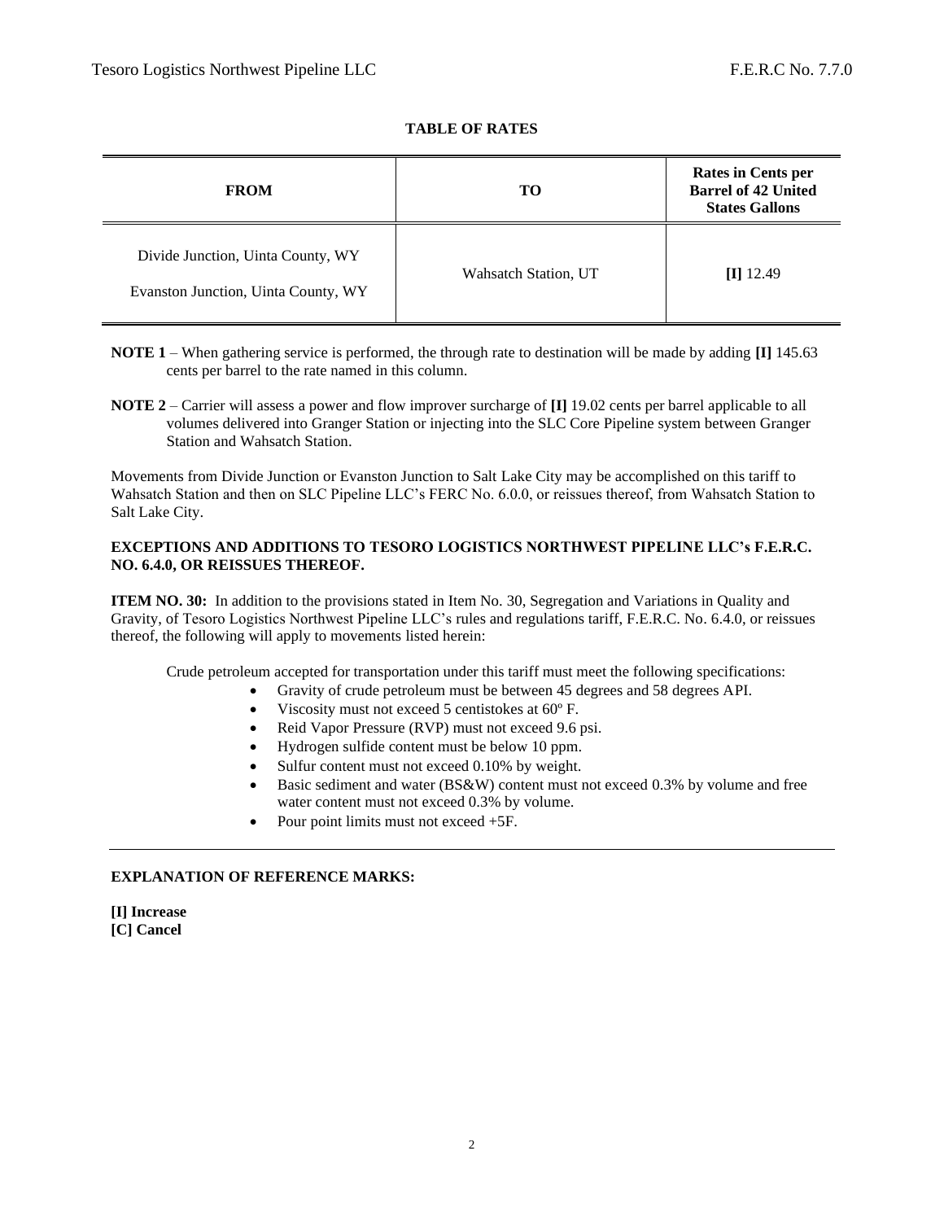## TABLE OF RATES

| FROM | TO | Rates in Cents per Barrel of 42 United States Gallons |
|---|---|---|
| Divide Junction, Uinta County, WY<br>Evanston Junction, Uinta County, WY | Wahsatch Station, UT | **[I]** 12.49 |

**NOTE 1** – When gathering service is performed, the through rate to destination will be made by adding **[I]** 145.63 cents per barrel to the rate named in this column.

**NOTE 2** – Carrier will assess a power and flow improver surcharge of **[I]** 19.02 cents per barrel applicable to all volumes delivered into Granger Station or injecting into the SLC Core Pipeline system between Granger Station and Wahsatch Station.

Movements from Divide Junction or Evanston Junction to Salt Lake City may be accomplished on this tariff to Wahsatch Station and then on SLC Pipeline LLC's FERC No. 6.0.0, or reissues thereof, from Wahsatch Station to Salt Lake City.

**EXCEPTIONS AND ADDITIONS TO TESORO LOGISTICS NORTHWEST PIPELINE LLC's F.E.R.C. NO. 6.4.0, OR REISSUES THEREOF.**

**ITEM NO. 30:** In addition to the provisions stated in Item No. 30, Segregation and Variations in Quality and Gravity, of Tesoro Logistics Northwest Pipeline LLC's rules and regulations tariff, F.E.R.C. No. 6.4.0, or reissues thereof, the following will apply to movements listed herein:

Crude petroleum accepted for transportation under this tariff must meet the following specifications:

- Gravity of crude petroleum must be between 45 degrees and 58 degrees API.
- Viscosity must not exceed 5 centistokes at 60º F.
- Reid Vapor Pressure (RVP) must not exceed 9.6 psi.
- Hydrogen sulfide content must be below 10 ppm.
- Sulfur content must not exceed 0.10% by weight.
- Basic sediment and water (BS&W) content must not exceed 0.3% by volume and free water content must not exceed 0.3% by volume.
- Pour point limits must not exceed +5F.

---

**EXPLANATION OF REFERENCE MARKS:**

**[I] Increase**
**[C] Cancel**